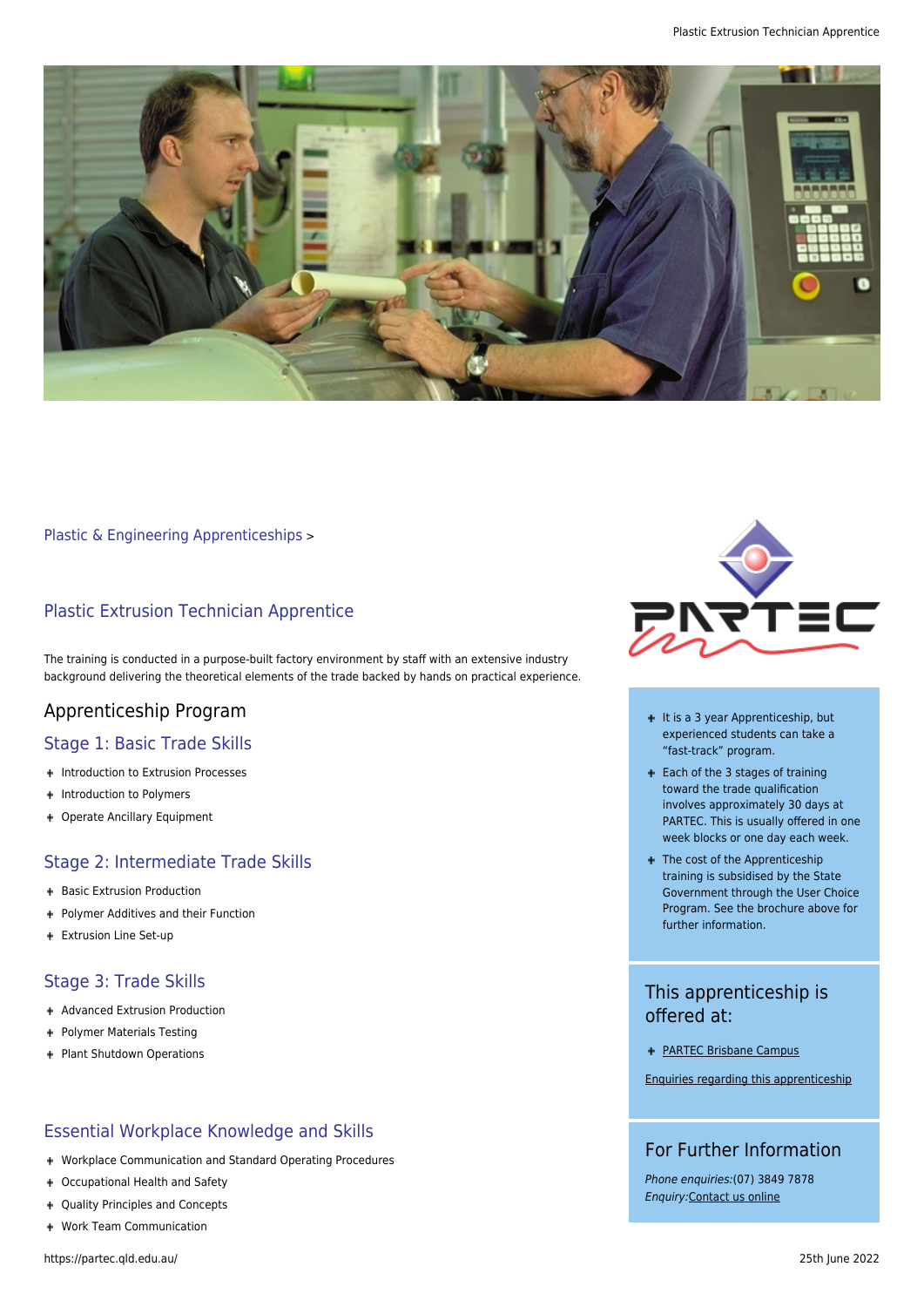Plastic & Engineering Apprenticeships >

# Plastic Extrusion Technician Apprentice

The training is conducted in a purpose-built factory environment by staff with an extensive industry background delivering the theoretical elements of the trade backed by hands on practical experience.

## Apprenticeship Program

### Stage 1: Basic Trade Skills

- Introduction to Extrusion Processes
- Introduction to Polymers
- Operate Ancillary Equipment

### Stage 2: Intermediate Trade Skills

- Basic Extrusion Production
- Polymer Additives and their Function
- Extrusion Line Set-up

### Stage 3: Trade Skills

- Advanced Extrusion Production
- Polymer Materials Testing
- Plant Shutdown Operations

### Essential Workplace Knowledge and Skills

- Workplace Communication and Standard Operating Procedures
- Occupational Health and Safety
- Quality Principles and Concepts
- Work Team Communication

---

- It is a 3 year Apprenticeship, but experienced students can take a "fast-track" program.
- Each of the 3 stages of training toward the trade qualification involves approximately 30 days at PARTEC. This is usually offered in one week blocks or one day each week.
- The cost of the Apprenticeship training is subsidised by the State Government through the User Choice Program. See the brochure above for further information.

## This apprenticeship is offered at:

- PARTEC Brisbane Campus

Enquiries regarding this apprenticeship

## For Further Information

*Phone enquiries:*(07) 3849 7878
*Enquiry:*Contact us online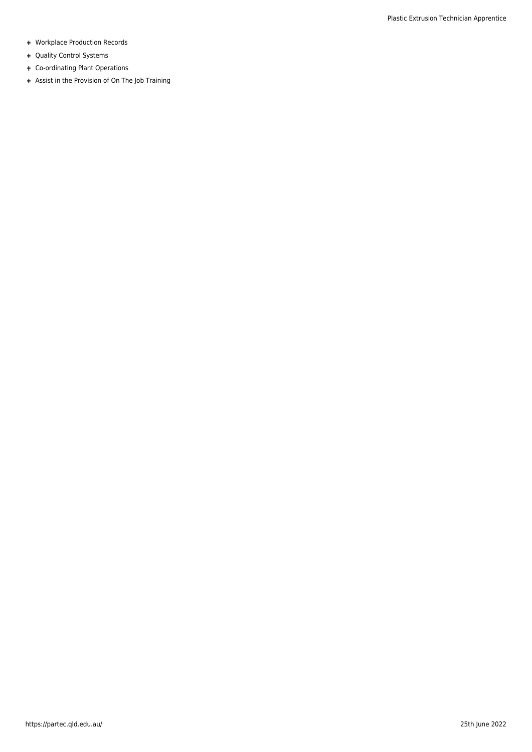- Workplace Production Records
- Quality Control Systems
- Co-ordinating Plant Operations
- Assist in the Provision of On The Job Training